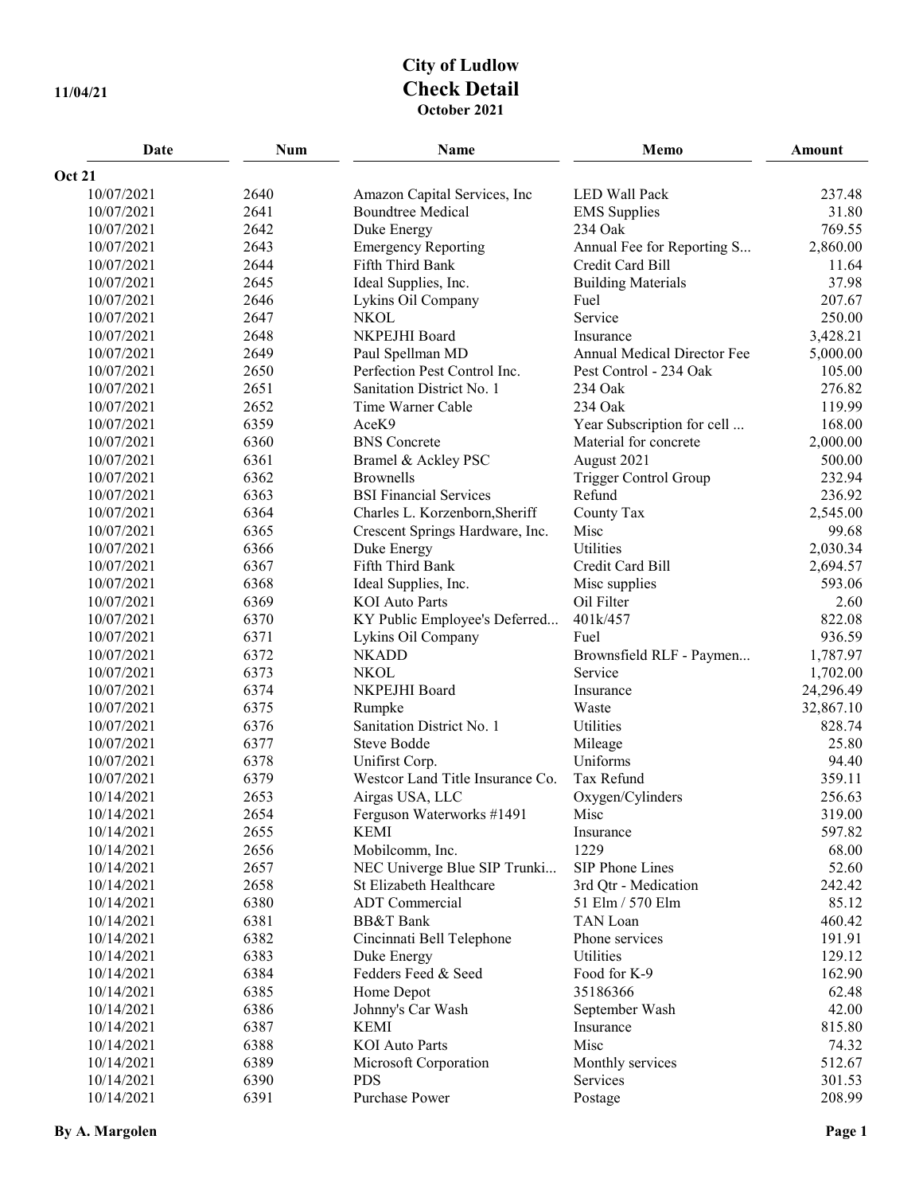# City of Ludlow

## Check Detail

**October 2021**

11/04/21

| Date | Num | Name | Memo | Amount |
|---|---|---|---|---|
| **Oct 21** | | | | |
| 10/07/2021 | 2640 | Amazon Capital Services, Inc | LED Wall Pack | 237.48 |
| 10/07/2021 | 2641 | Boundtree Medical | EMS Supplies | 31.80 |
| 10/07/2021 | 2642 | Duke Energy | 234 Oak | 769.55 |
| 10/07/2021 | 2643 | Emergency Reporting | Annual Fee for Reporting S... | 2,860.00 |
| 10/07/2021 | 2644 | Fifth Third Bank | Credit Card Bill | 11.64 |
| 10/07/2021 | 2645 | Ideal Supplies, Inc. | Building Materials | 37.98 |
| 10/07/2021 | 2646 | Lykins Oil Company | Fuel | 207.67 |
| 10/07/2021 | 2647 | NKOL | Service | 250.00 |
| 10/07/2021 | 2648 | NKPEJHI Board | Insurance | 3,428.21 |
| 10/07/2021 | 2649 | Paul Spellman MD | Annual Medical Director Fee | 5,000.00 |
| 10/07/2021 | 2650 | Perfection Pest Control Inc. | Pest Control - 234 Oak | 105.00 |
| 10/07/2021 | 2651 | Sanitation District No. 1 | 234 Oak | 276.82 |
| 10/07/2021 | 2652 | Time Warner Cable | 234 Oak | 119.99 |
| 10/07/2021 | 6359 | AceK9 | Year Subscription for cell ... | 168.00 |
| 10/07/2021 | 6360 | BNS Concrete | Material for concrete | 2,000.00 |
| 10/07/2021 | 6361 | Bramel & Ackley PSC | August 2021 | 500.00 |
| 10/07/2021 | 6362 | Brownells | Trigger Control Group | 232.94 |
| 10/07/2021 | 6363 | BSI Financial Services | Refund | 236.92 |
| 10/07/2021 | 6364 | Charles L. Korzenborn,Sheriff | County Tax | 2,545.00 |
| 10/07/2021 | 6365 | Crescent Springs Hardware, Inc. | Misc | 99.68 |
| 10/07/2021 | 6366 | Duke Energy | Utilities | 2,030.34 |
| 10/07/2021 | 6367 | Fifth Third Bank | Credit Card Bill | 2,694.57 |
| 10/07/2021 | 6368 | Ideal Supplies, Inc. | Misc supplies | 593.06 |
| 10/07/2021 | 6369 | KOI Auto Parts | Oil Filter | 2.60 |
| 10/07/2021 | 6370 | KY Public Employee's Deferred... | 401k/457 | 822.08 |
| 10/07/2021 | 6371 | Lykins Oil Company | Fuel | 936.59 |
| 10/07/2021 | 6372 | NKADD | Brownsfield RLF - Paymen... | 1,787.97 |
| 10/07/2021 | 6373 | NKOL | Service | 1,702.00 |
| 10/07/2021 | 6374 | NKPEJHI Board | Insurance | 24,296.49 |
| 10/07/2021 | 6375 | Rumpke | Waste | 32,867.10 |
| 10/07/2021 | 6376 | Sanitation District No. 1 | Utilities | 828.74 |
| 10/07/2021 | 6377 | Steve Bodde | Mileage | 25.80 |
| 10/07/2021 | 6378 | Unifirst Corp. | Uniforms | 94.40 |
| 10/07/2021 | 6379 | Westcor Land Title Insurance Co. | Tax Refund | 359.11 |
| 10/14/2021 | 2653 | Airgas USA, LLC | Oxygen/Cylinders | 256.63 |
| 10/14/2021 | 2654 | Ferguson Waterworks #1491 | Misc | 319.00 |
| 10/14/2021 | 2655 | KEMI | Insurance | 597.82 |
| 10/14/2021 | 2656 | Mobilcomm, Inc. | 1229 | 68.00 |
| 10/14/2021 | 2657 | NEC Univerge Blue SIP Trunki... | SIP Phone Lines | 52.60 |
| 10/14/2021 | 2658 | St Elizabeth Healthcare | 3rd Qtr - Medication | 242.42 |
| 10/14/2021 | 6380 | ADT Commercial | 51 Elm / 570 Elm | 85.12 |
| 10/14/2021 | 6381 | BB&T Bank | TAN Loan | 460.42 |
| 10/14/2021 | 6382 | Cincinnati Bell Telephone | Phone services | 191.91 |
| 10/14/2021 | 6383 | Duke Energy | Utilities | 129.12 |
| 10/14/2021 | 6384 | Fedders Feed & Seed | Food for K-9 | 162.90 |
| 10/14/2021 | 6385 | Home Depot | 35186366 | 62.48 |
| 10/14/2021 | 6386 | Johnny's Car Wash | September Wash | 42.00 |
| 10/14/2021 | 6387 | KEMI | Insurance | 815.80 |
| 10/14/2021 | 6388 | KOI Auto Parts | Misc | 74.32 |
| 10/14/2021 | 6389 | Microsoft Corporation | Monthly services | 512.67 |
| 10/14/2021 | 6390 | PDS | Services | 301.53 |
| 10/14/2021 | 6391 | Purchase Power | Postage | 208.99 |

By A. Margolen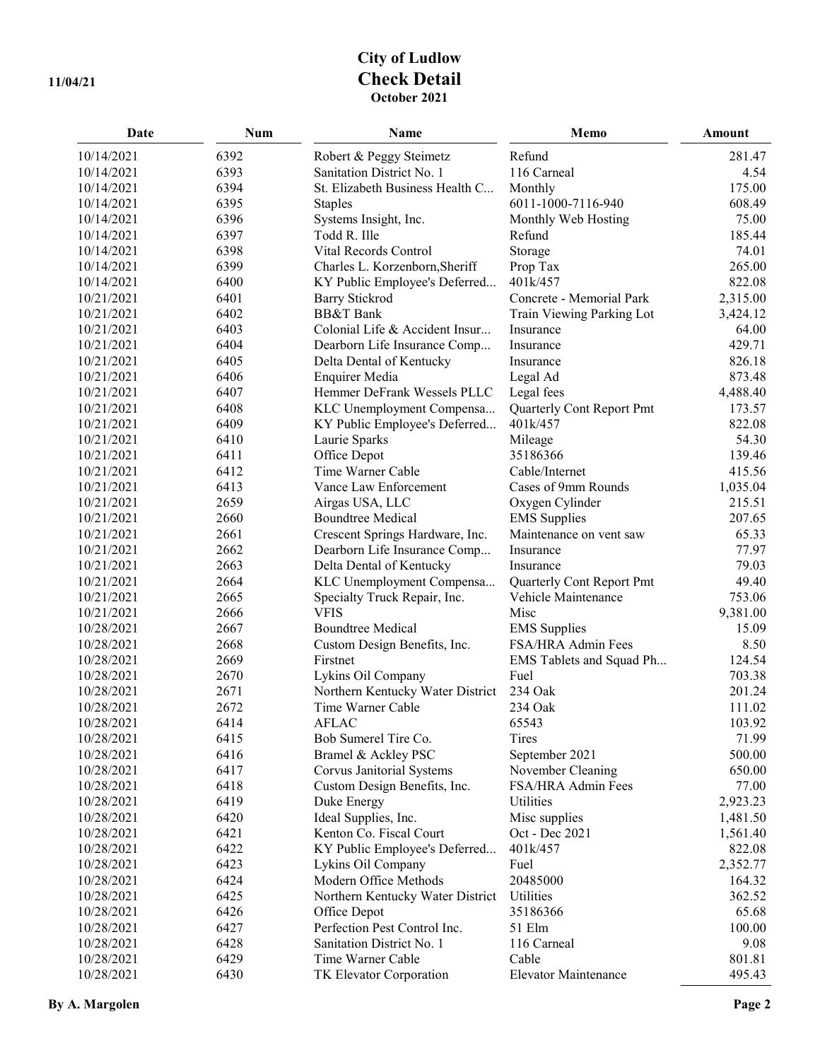# City of Ludlow

## Check Detail

**October 2021**

11/04/21

| Date | Num | Name | Memo | Amount |
|---|---|---|---|---|
| 10/14/2021 | 6392 | Robert & Peggy Steimetz | Refund | 281.47 |
| 10/14/2021 | 6393 | Sanitation District No. 1 | 116 Carneal | 4.54 |
| 10/14/2021 | 6394 | St. Elizabeth Business Health C... | Monthly | 175.00 |
| 10/14/2021 | 6395 | Staples | 6011-1000-7116-940 | 608.49 |
| 10/14/2021 | 6396 | Systems Insight, Inc. | Monthly Web Hosting | 75.00 |
| 10/14/2021 | 6397 | Todd R. Ille | Refund | 185.44 |
| 10/14/2021 | 6398 | Vital Records Control | Storage | 74.01 |
| 10/14/2021 | 6399 | Charles L. Korzenborn,Sheriff | Prop Tax | 265.00 |
| 10/14/2021 | 6400 | KY Public Employee's Deferred... | 401k/457 | 822.08 |
| 10/21/2021 | 6401 | Barry Stickrod | Concrete - Memorial Park | 2,315.00 |
| 10/21/2021 | 6402 | BB&T Bank | Train Viewing Parking Lot | 3,424.12 |
| 10/21/2021 | 6403 | Colonial Life & Accident Insur... | Insurance | 64.00 |
| 10/21/2021 | 6404 | Dearborn Life Insurance Comp... | Insurance | 429.71 |
| 10/21/2021 | 6405 | Delta Dental of Kentucky | Insurance | 826.18 |
| 10/21/2021 | 6406 | Enquirer Media | Legal Ad | 873.48 |
| 10/21/2021 | 6407 | Hemmer DeFrank Wessels PLLC | Legal fees | 4,488.40 |
| 10/21/2021 | 6408 | KLC Unemployment Compensa... | Quarterly Cont Report Pmt | 173.57 |
| 10/21/2021 | 6409 | KY Public Employee's Deferred... | 401k/457 | 822.08 |
| 10/21/2021 | 6410 | Laurie Sparks | Mileage | 54.30 |
| 10/21/2021 | 6411 | Office Depot | 35186366 | 139.46 |
| 10/21/2021 | 6412 | Time Warner Cable | Cable/Internet | 415.56 |
| 10/21/2021 | 6413 | Vance Law Enforcement | Cases of 9mm Rounds | 1,035.04 |
| 10/21/2021 | 2659 | Airgas USA, LLC | Oxygen Cylinder | 215.51 |
| 10/21/2021 | 2660 | Boundtree Medical | EMS Supplies | 207.65 |
| 10/21/2021 | 2661 | Crescent Springs Hardware, Inc. | Maintenance on vent saw | 65.33 |
| 10/21/2021 | 2662 | Dearborn Life Insurance Comp... | Insurance | 77.97 |
| 10/21/2021 | 2663 | Delta Dental of Kentucky | Insurance | 79.03 |
| 10/21/2021 | 2664 | KLC Unemployment Compensa... | Quarterly Cont Report Pmt | 49.40 |
| 10/21/2021 | 2665 | Specialty Truck Repair, Inc. | Vehicle Maintenance | 753.06 |
| 10/21/2021 | 2666 | VFIS | Misc | 9,381.00 |
| 10/28/2021 | 2667 | Boundtree Medical | EMS Supplies | 15.09 |
| 10/28/2021 | 2668 | Custom Design Benefits, Inc. | FSA/HRA Admin Fees | 8.50 |
| 10/28/2021 | 2669 | Firstnet | EMS Tablets and Squad Ph... | 124.54 |
| 10/28/2021 | 2670 | Lykins Oil Company | Fuel | 703.38 |
| 10/28/2021 | 2671 | Northern Kentucky Water District | 234 Oak | 201.24 |
| 10/28/2021 | 2672 | Time Warner Cable | 234 Oak | 111.02 |
| 10/28/2021 | 6414 | AFLAC | 65543 | 103.92 |
| 10/28/2021 | 6415 | Bob Sumerel Tire Co. | Tires | 71.99 |
| 10/28/2021 | 6416 | Bramel & Ackley PSC | September 2021 | 500.00 |
| 10/28/2021 | 6417 | Corvus Janitorial Systems | November Cleaning | 650.00 |
| 10/28/2021 | 6418 | Custom Design Benefits, Inc. | FSA/HRA Admin Fees | 77.00 |
| 10/28/2021 | 6419 | Duke Energy | Utilities | 2,923.23 |
| 10/28/2021 | 6420 | Ideal Supplies, Inc. | Misc supplies | 1,481.50 |
| 10/28/2021 | 6421 | Kenton Co. Fiscal Court | Oct - Dec 2021 | 1,561.40 |
| 10/28/2021 | 6422 | KY Public Employee's Deferred... | 401k/457 | 822.08 |
| 10/28/2021 | 6423 | Lykins Oil Company | Fuel | 2,352.77 |
| 10/28/2021 | 6424 | Modern Office Methods | 20485000 | 164.32 |
| 10/28/2021 | 6425 | Northern Kentucky Water District | Utilities | 362.52 |
| 10/28/2021 | 6426 | Office Depot | 35186366 | 65.68 |
| 10/28/2021 | 6427 | Perfection Pest Control Inc. | 51 Elm | 100.00 |
| 10/28/2021 | 6428 | Sanitation District No. 1 | 116 Carneal | 9.08 |
| 10/28/2021 | 6429 | Time Warner Cable | Cable | 801.81 |
| 10/28/2021 | 6430 | TK Elevator Corporation | Elevator Maintenance | 495.43 |

By A. Margolen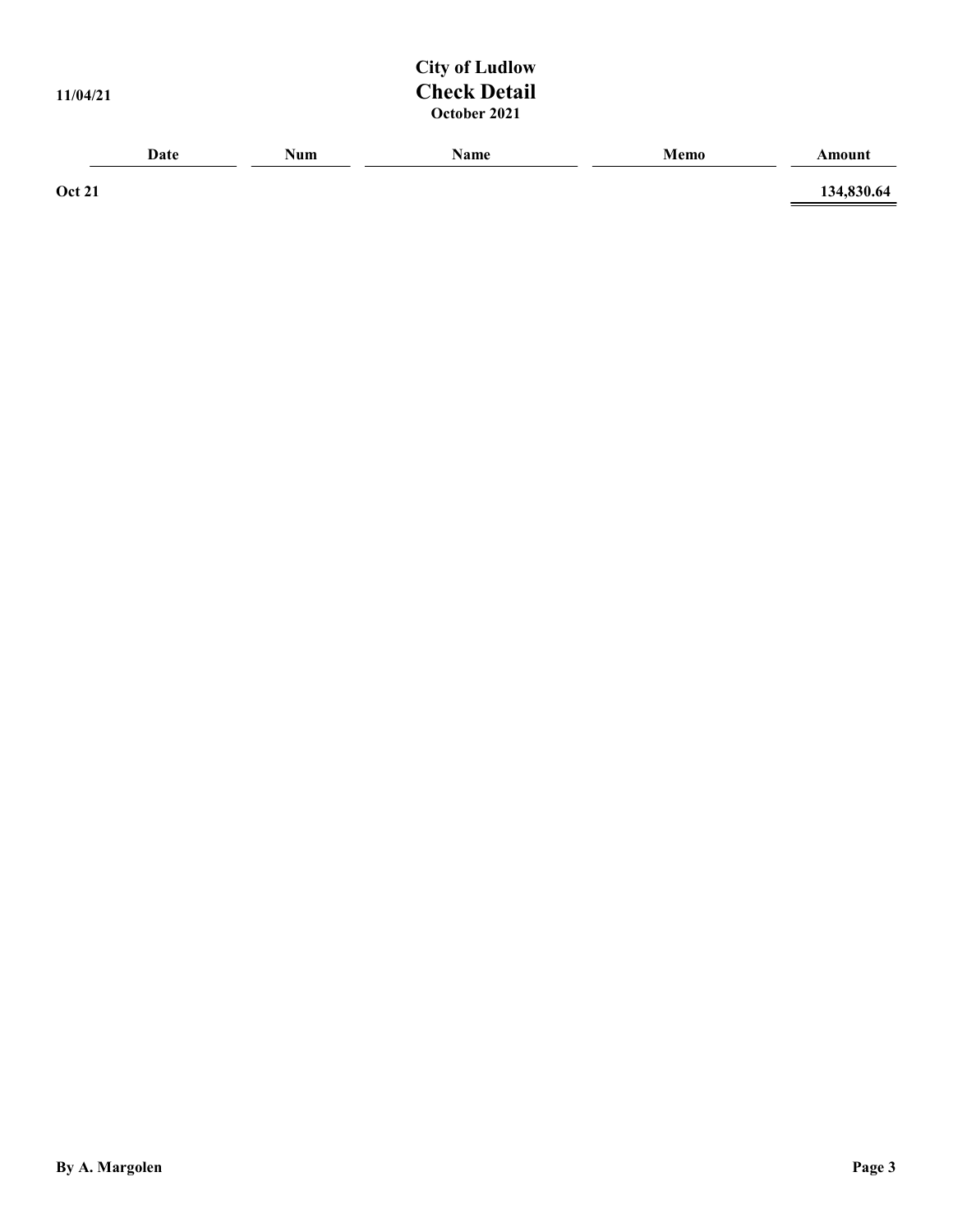# City of Ludlow
## Check Detail
### October 2021

| | Date | Num | Name | Memo | Amount |
|---|---|---|---|---|---|
| Oct 21 | | | | | 134,830.64 |

By A. Margolen